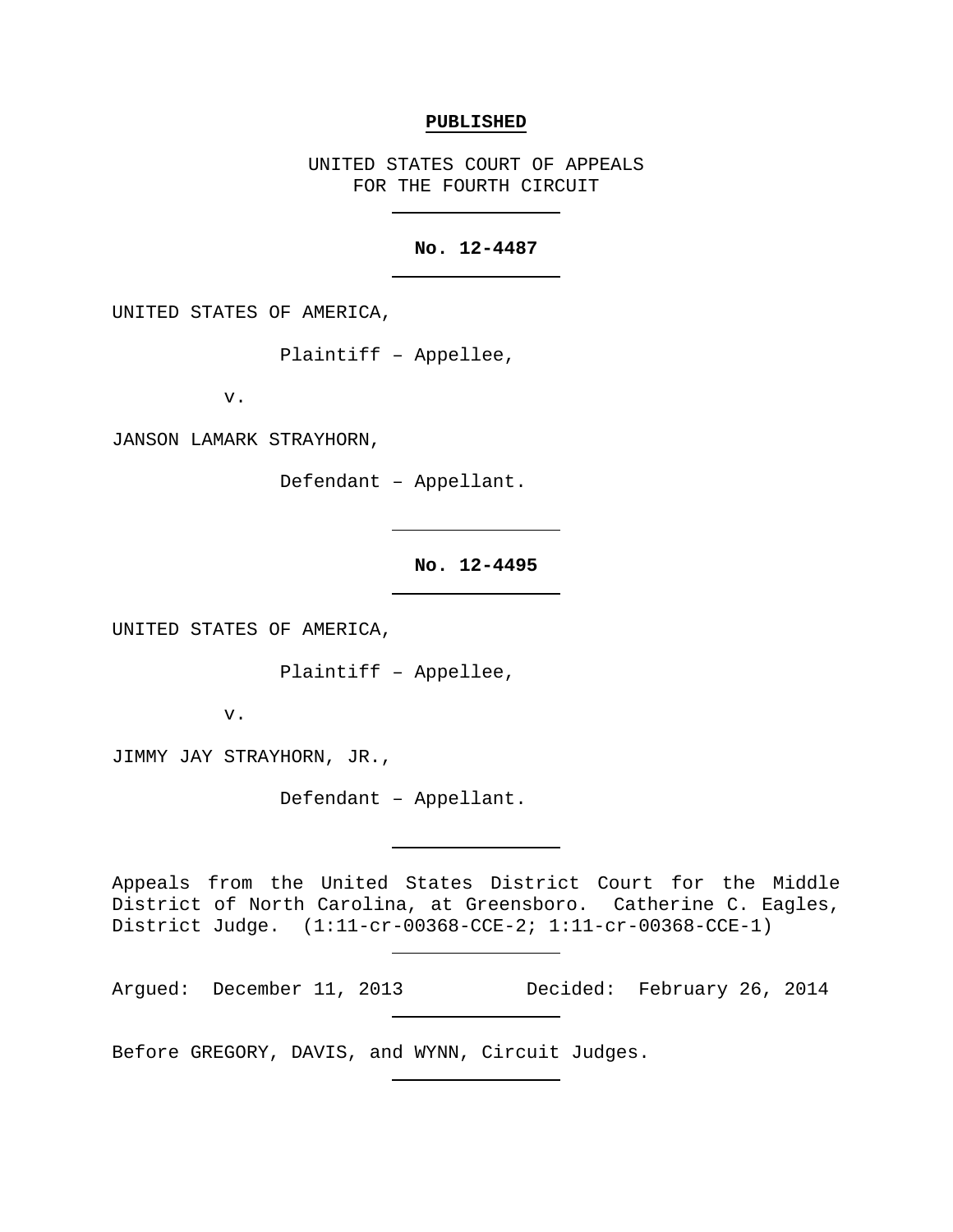**PUBLISHED**

UNITED STATES COURT OF APPEALS
FOR THE FOURTH CIRCUIT

**No. 12-4487**

UNITED STATES OF AMERICA,

Plaintiff – Appellee,

v.

JANSON LAMARK STRAYHORN,

Defendant – Appellant.

**No. 12-4495**

UNITED STATES OF AMERICA,

Plaintiff – Appellee,

v.

JIMMY JAY STRAYHORN, JR.,

Defendant – Appellant.

Appeals from the United States District Court for the Middle District of North Carolina, at Greensboro. Catherine C. Eagles, District Judge. (1:11-cr-00368-CCE-2; 1:11-cr-00368-CCE-1)

Argued: December 11, 2013 Decided: February 26, 2014

Before GREGORY, DAVIS, and WYNN, Circuit Judges.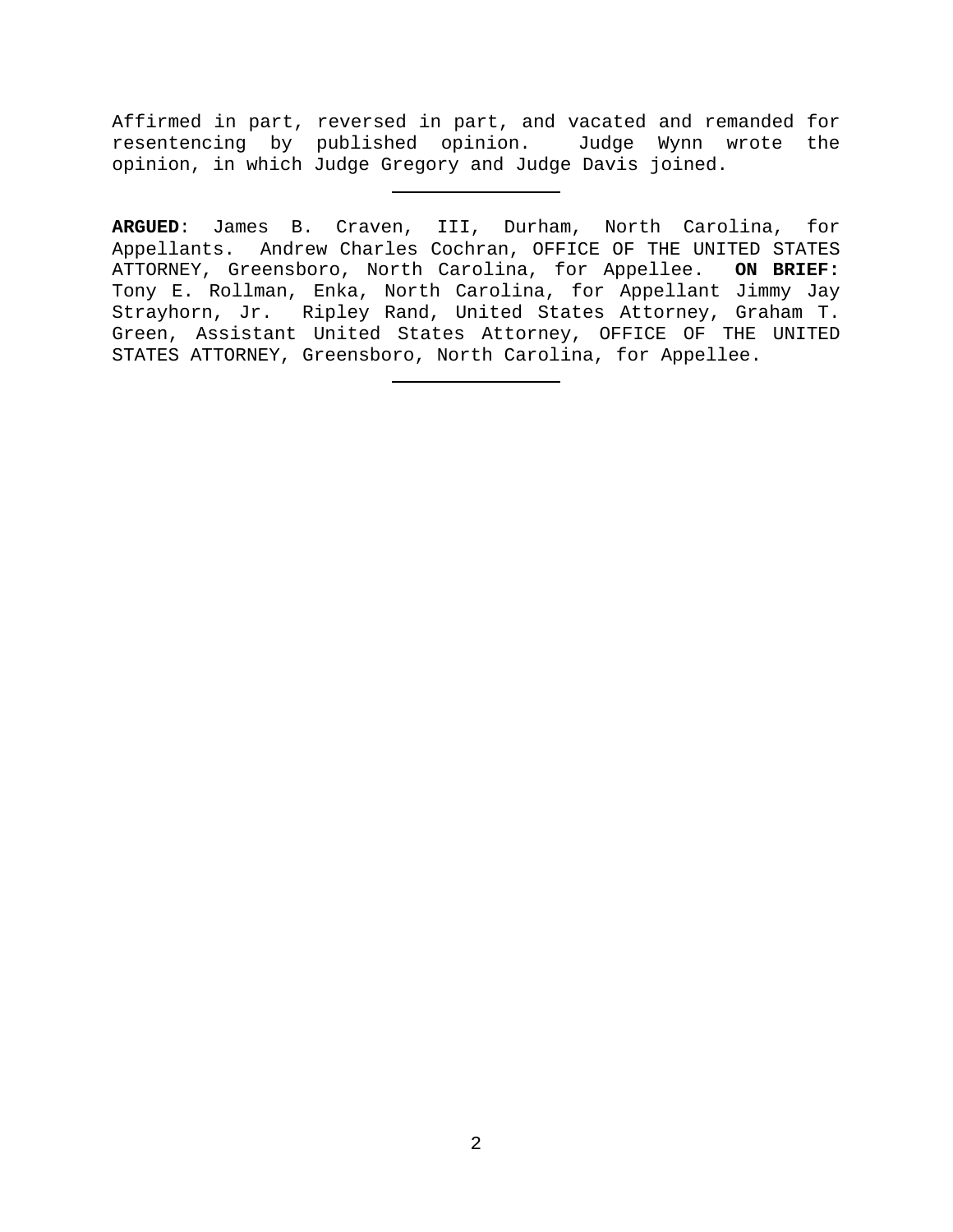Affirmed in part, reversed in part, and vacated and remanded for resentencing by published opinion. Judge Wynn wrote the opinion, in which Judge Gregory and Judge Davis joined.

---

**ARGUED**: James B. Craven, III, Durham, North Carolina, for Appellants. Andrew Charles Cochran, OFFICE OF THE UNITED STATES ATTORNEY, Greensboro, North Carolina, for Appellee. **ON BRIEF:** Tony E. Rollman, Enka, North Carolina, for Appellant Jimmy Jay Strayhorn, Jr. Ripley Rand, United States Attorney, Graham T. Green, Assistant United States Attorney, OFFICE OF THE UNITED STATES ATTORNEY, Greensboro, North Carolina, for Appellee.

---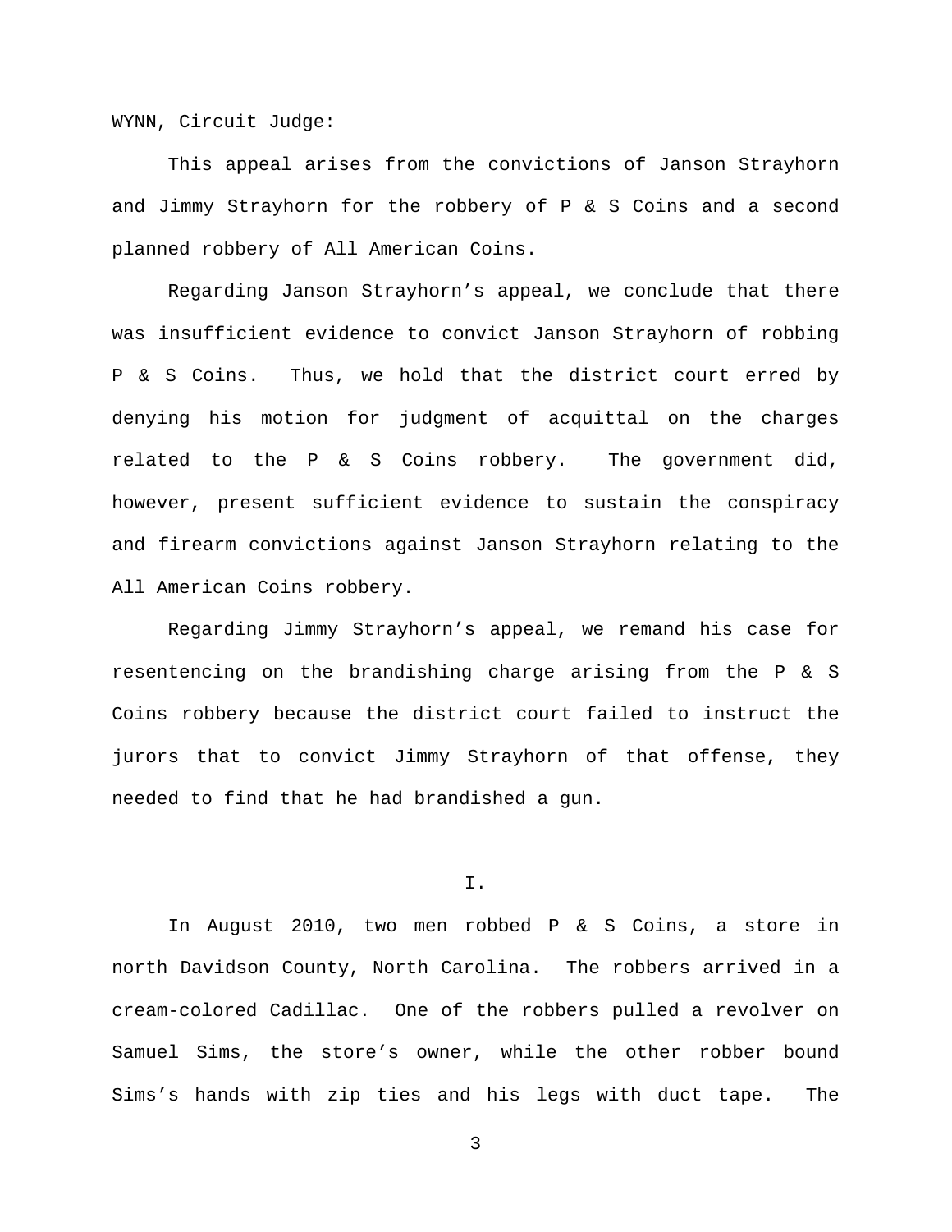WYNN, Circuit Judge:

This appeal arises from the convictions of Janson Strayhorn and Jimmy Strayhorn for the robbery of P & S Coins and a second planned robbery of All American Coins.

Regarding Janson Strayhorn's appeal, we conclude that there was insufficient evidence to convict Janson Strayhorn of robbing P & S Coins. Thus, we hold that the district court erred by denying his motion for judgment of acquittal on the charges related to the P & S Coins robbery. The government did, however, present sufficient evidence to sustain the conspiracy and firearm convictions against Janson Strayhorn relating to the All American Coins robbery.

Regarding Jimmy Strayhorn's appeal, we remand his case for resentencing on the brandishing charge arising from the P & S Coins robbery because the district court failed to instruct the jurors that to convict Jimmy Strayhorn of that offense, they needed to find that he had brandished a gun.

## I.

In August 2010, two men robbed P & S Coins, a store in north Davidson County, North Carolina. The robbers arrived in a cream-colored Cadillac. One of the robbers pulled a revolver on Samuel Sims, the store's owner, while the other robber bound Sims's hands with zip ties and his legs with duct tape. The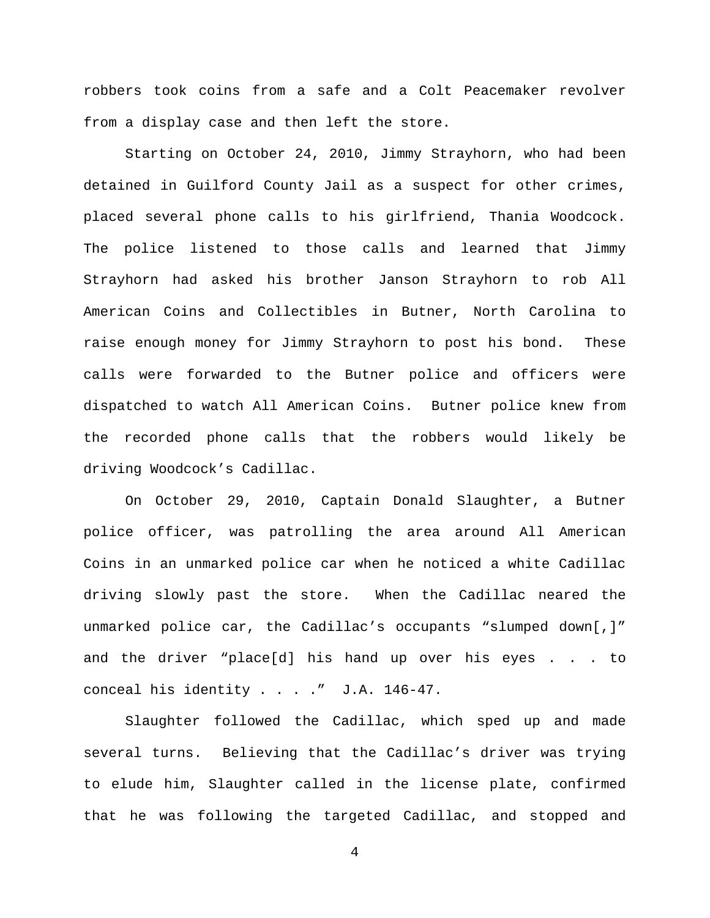robbers took coins from a safe and a Colt Peacemaker revolver from a display case and then left the store.

Starting on October 24, 2010, Jimmy Strayhorn, who had been detained in Guilford County Jail as a suspect for other crimes, placed several phone calls to his girlfriend, Thania Woodcock. The police listened to those calls and learned that Jimmy Strayhorn had asked his brother Janson Strayhorn to rob All American Coins and Collectibles in Butner, North Carolina to raise enough money for Jimmy Strayhorn to post his bond. These calls were forwarded to the Butner police and officers were dispatched to watch All American Coins. Butner police knew from the recorded phone calls that the robbers would likely be driving Woodcock's Cadillac.

On October 29, 2010, Captain Donald Slaughter, a Butner police officer, was patrolling the area around All American Coins in an unmarked police car when he noticed a white Cadillac driving slowly past the store. When the Cadillac neared the unmarked police car, the Cadillac's occupants "slumped down[,]" and the driver "place[d] his hand up over his eyes . . . to conceal his identity . . . ." J.A. 146-47.

Slaughter followed the Cadillac, which sped up and made several turns. Believing that the Cadillac's driver was trying to elude him, Slaughter called in the license plate, confirmed that he was following the targeted Cadillac, and stopped and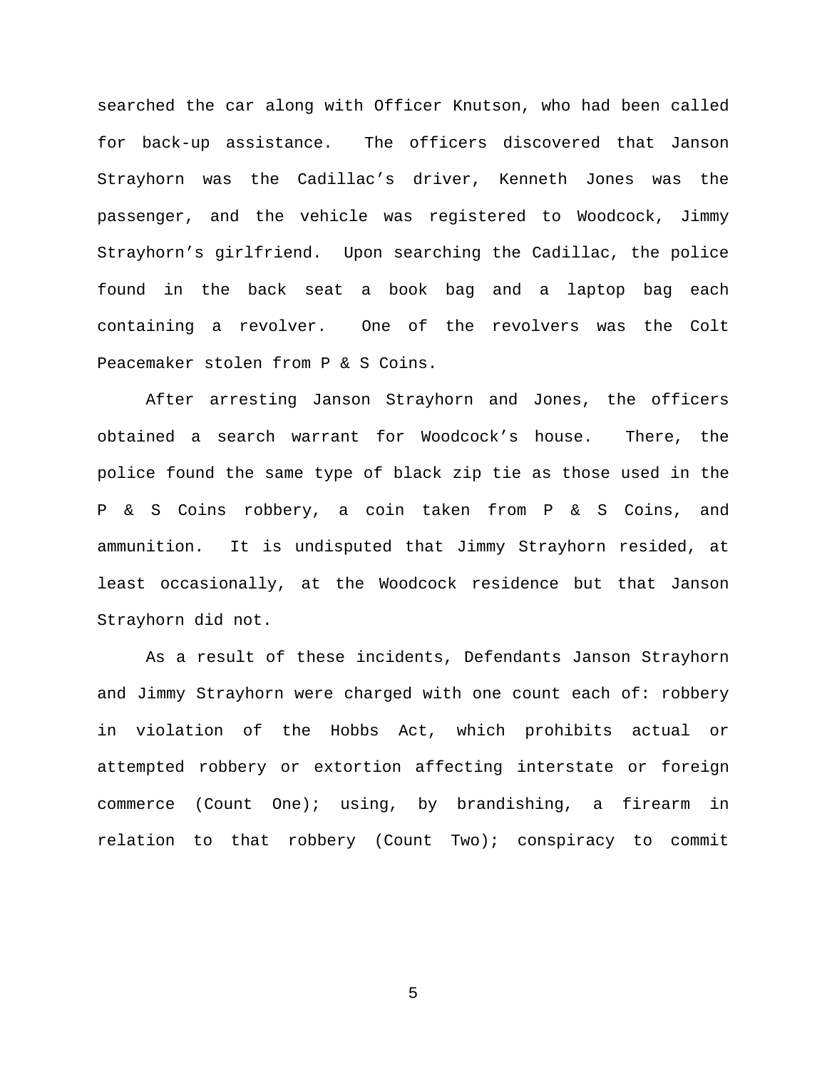searched the car along with Officer Knutson, who had been called for back-up assistance. The officers discovered that Janson Strayhorn was the Cadillac's driver, Kenneth Jones was the passenger, and the vehicle was registered to Woodcock, Jimmy Strayhorn's girlfriend. Upon searching the Cadillac, the police found in the back seat a book bag and a laptop bag each containing a revolver. One of the revolvers was the Colt Peacemaker stolen from P & S Coins.

After arresting Janson Strayhorn and Jones, the officers obtained a search warrant for Woodcock's house. There, the police found the same type of black zip tie as those used in the P & S Coins robbery, a coin taken from P & S Coins, and ammunition. It is undisputed that Jimmy Strayhorn resided, at least occasionally, at the Woodcock residence but that Janson Strayhorn did not.

As a result of these incidents, Defendants Janson Strayhorn and Jimmy Strayhorn were charged with one count each of: robbery in violation of the Hobbs Act, which prohibits actual or attempted robbery or extortion affecting interstate or foreign commerce (Count One); using, by brandishing, a firearm in relation to that robbery (Count Two); conspiracy to commit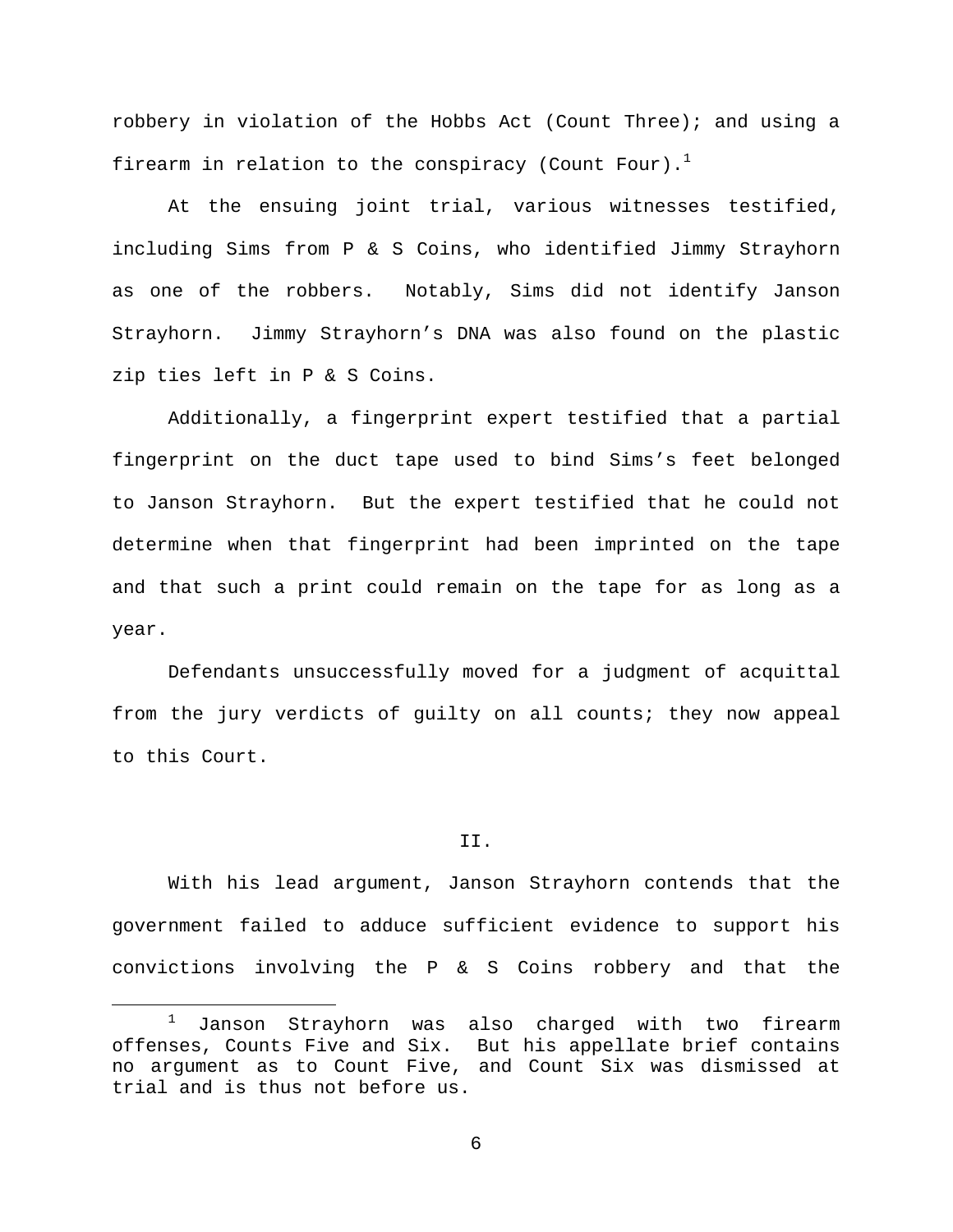robbery in violation of the Hobbs Act (Count Three); and using a firearm in relation to the conspiracy (Count Four).[1]

At the ensuing joint trial, various witnesses testified, including Sims from P & S Coins, who identified Jimmy Strayhorn as one of the robbers. Notably, Sims did not identify Janson Strayhorn. Jimmy Strayhorn's DNA was also found on the plastic zip ties left in P & S Coins.

Additionally, a fingerprint expert testified that a partial fingerprint on the duct tape used to bind Sims's feet belonged to Janson Strayhorn. But the expert testified that he could not determine when that fingerprint had been imprinted on the tape and that such a print could remain on the tape for as long as a year.

Defendants unsuccessfully moved for a judgment of acquittal from the jury verdicts of guilty on all counts; they now appeal to this Court.

## II.

With his lead argument, Janson Strayhorn contends that the government failed to adduce sufficient evidence to support his convictions involving the P & S Coins robbery and that the

---

[1] Janson Strayhorn was also charged with two firearm offenses, Counts Five and Six. But his appellate brief contains no argument as to Count Five, and Count Six was dismissed at trial and is thus not before us.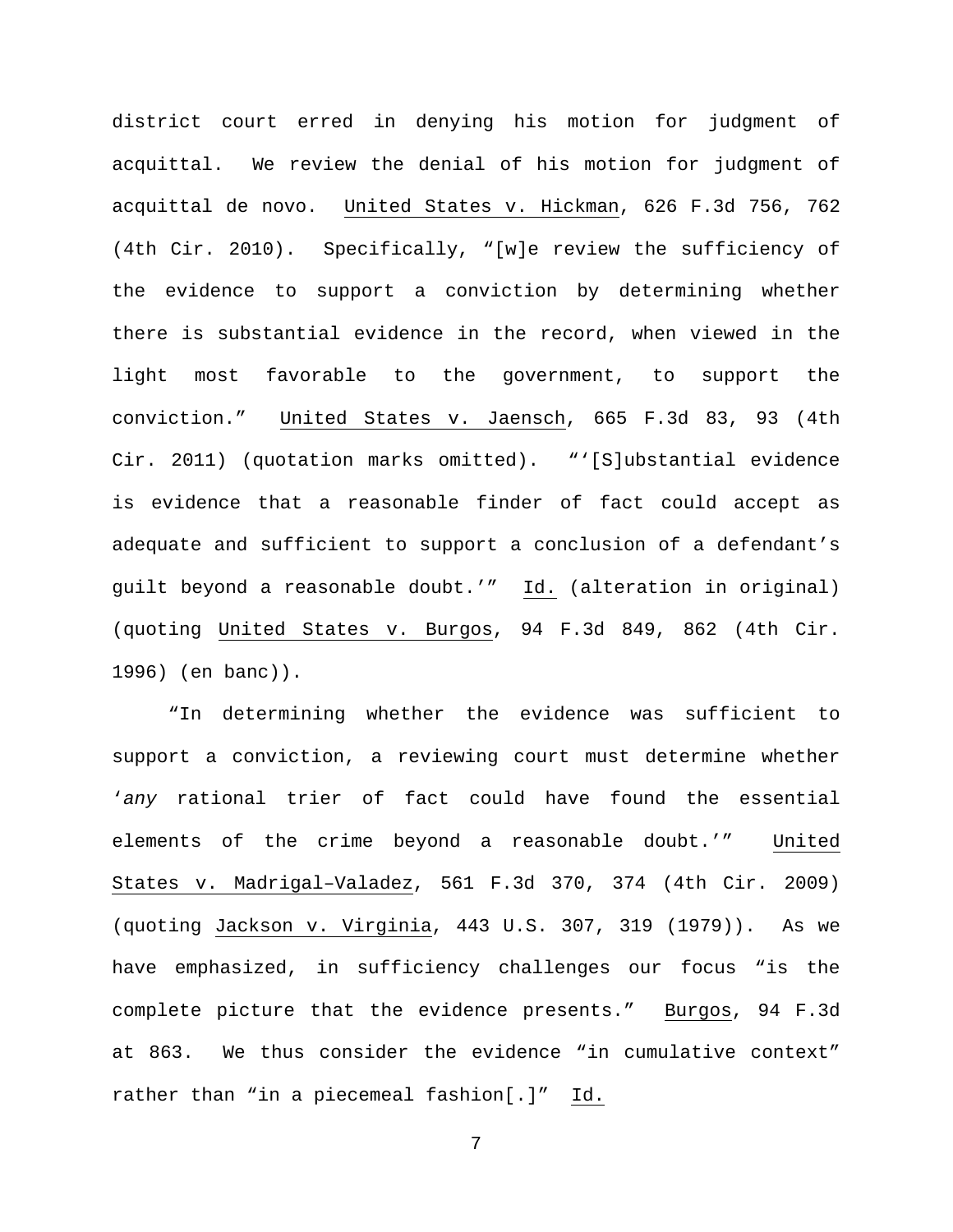district court erred in denying his motion for judgment of acquittal. We review the denial of his motion for judgment of acquittal de novo. United States v. Hickman, 626 F.3d 756, 762 (4th Cir. 2010). Specifically, "[w]e review the sufficiency of the evidence to support a conviction by determining whether there is substantial evidence in the record, when viewed in the light most favorable to the government, to support the conviction." United States v. Jaensch, 665 F.3d 83, 93 (4th Cir. 2011) (quotation marks omitted). "'[S]ubstantial evidence is evidence that a reasonable finder of fact could accept as adequate and sufficient to support a conclusion of a defendant's guilt beyond a reasonable doubt.'" Id. (alteration in original) (quoting United States v. Burgos, 94 F.3d 849, 862 (4th Cir. 1996) (en banc)).

"In determining whether the evidence was sufficient to support a conviction, a reviewing court must determine whether '*any* rational trier of fact could have found the essential elements of the crime beyond a reasonable doubt.'" United States v. Madrigal–Valadez, 561 F.3d 370, 374 (4th Cir. 2009) (quoting Jackson v. Virginia, 443 U.S. 307, 319 (1979)). As we have emphasized, in sufficiency challenges our focus "is the complete picture that the evidence presents." Burgos, 94 F.3d at 863. We thus consider the evidence "in cumulative context" rather than "in a piecemeal fashion[.]" Id.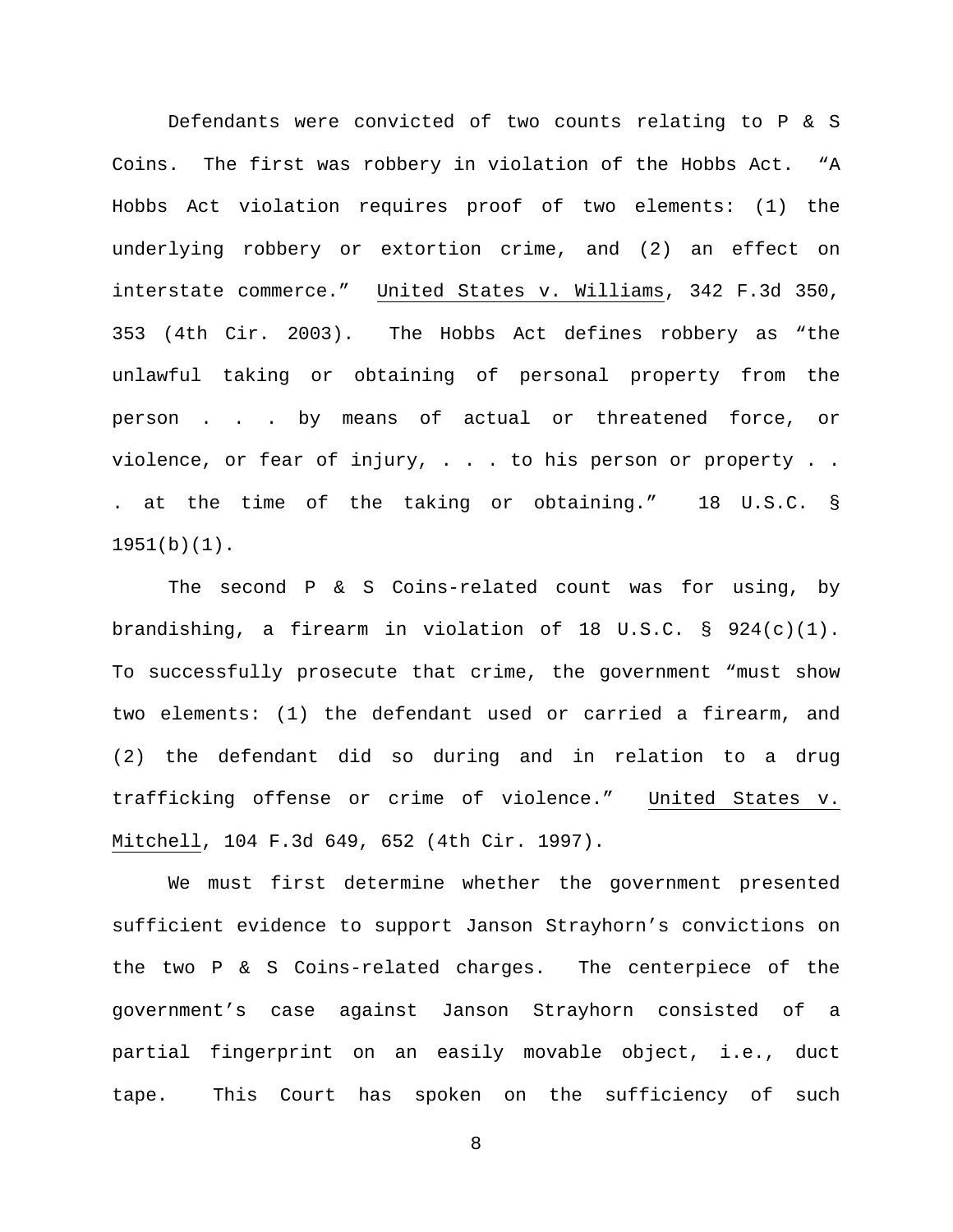Defendants were convicted of two counts relating to P & S Coins. The first was robbery in violation of the Hobbs Act. "A Hobbs Act violation requires proof of two elements: (1) the underlying robbery or extortion crime, and (2) an effect on interstate commerce." United States v. Williams, 342 F.3d 350, 353 (4th Cir. 2003). The Hobbs Act defines robbery as "the unlawful taking or obtaining of personal property from the person . . . by means of actual or threatened force, or violence, or fear of injury, . . . to his person or property . . . at the time of the taking or obtaining." 18 U.S.C. § 1951(b)(1).

The second P & S Coins-related count was for using, by brandishing, a firearm in violation of 18 U.S.C. § 924(c)(1). To successfully prosecute that crime, the government "must show two elements: (1) the defendant used or carried a firearm, and (2) the defendant did so during and in relation to a drug trafficking offense or crime of violence." United States v. Mitchell, 104 F.3d 649, 652 (4th Cir. 1997).

We must first determine whether the government presented sufficient evidence to support Janson Strayhorn's convictions on the two P & S Coins-related charges. The centerpiece of the government's case against Janson Strayhorn consisted of a partial fingerprint on an easily movable object, i.e., duct tape. This Court has spoken on the sufficiency of such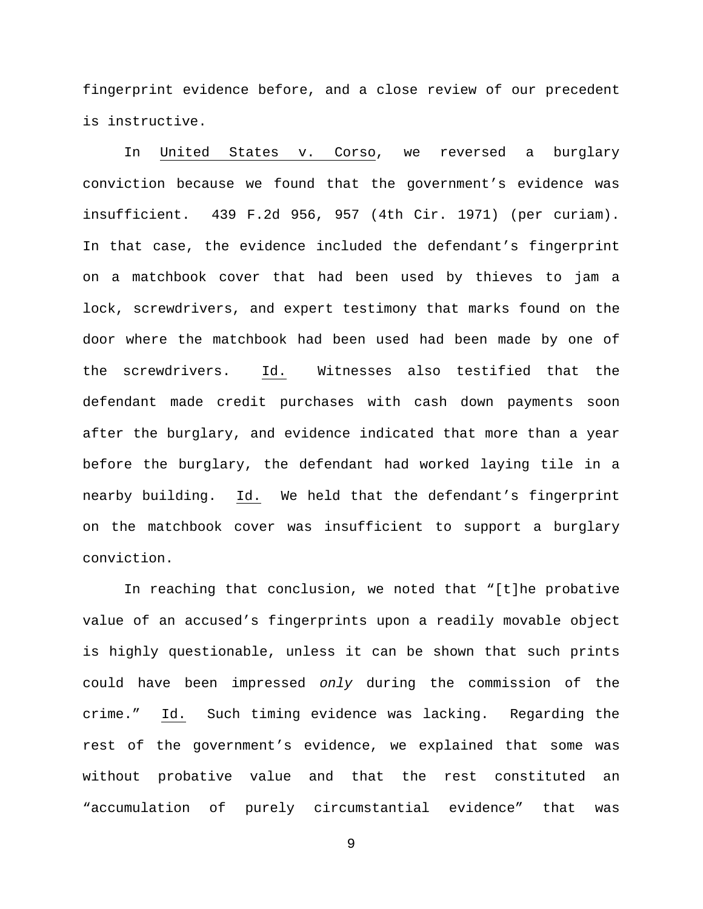fingerprint evidence before, and a close review of our precedent is instructive.

In United States v. Corso, we reversed a burglary conviction because we found that the government's evidence was insufficient. 439 F.2d 956, 957 (4th Cir. 1971) (per curiam). In that case, the evidence included the defendant's fingerprint on a matchbook cover that had been used by thieves to jam a lock, screwdrivers, and expert testimony that marks found on the door where the matchbook had been used had been made by one of the screwdrivers. Id. Witnesses also testified that the defendant made credit purchases with cash down payments soon after the burglary, and evidence indicated that more than a year before the burglary, the defendant had worked laying tile in a nearby building. Id. We held that the defendant's fingerprint on the matchbook cover was insufficient to support a burglary conviction.

In reaching that conclusion, we noted that "[t]he probative value of an accused's fingerprints upon a readily movable object is highly questionable, unless it can be shown that such prints could have been impressed *only* during the commission of the crime." Id. Such timing evidence was lacking. Regarding the rest of the government's evidence, we explained that some was without probative value and that the rest constituted an "accumulation of purely circumstantial evidence" that was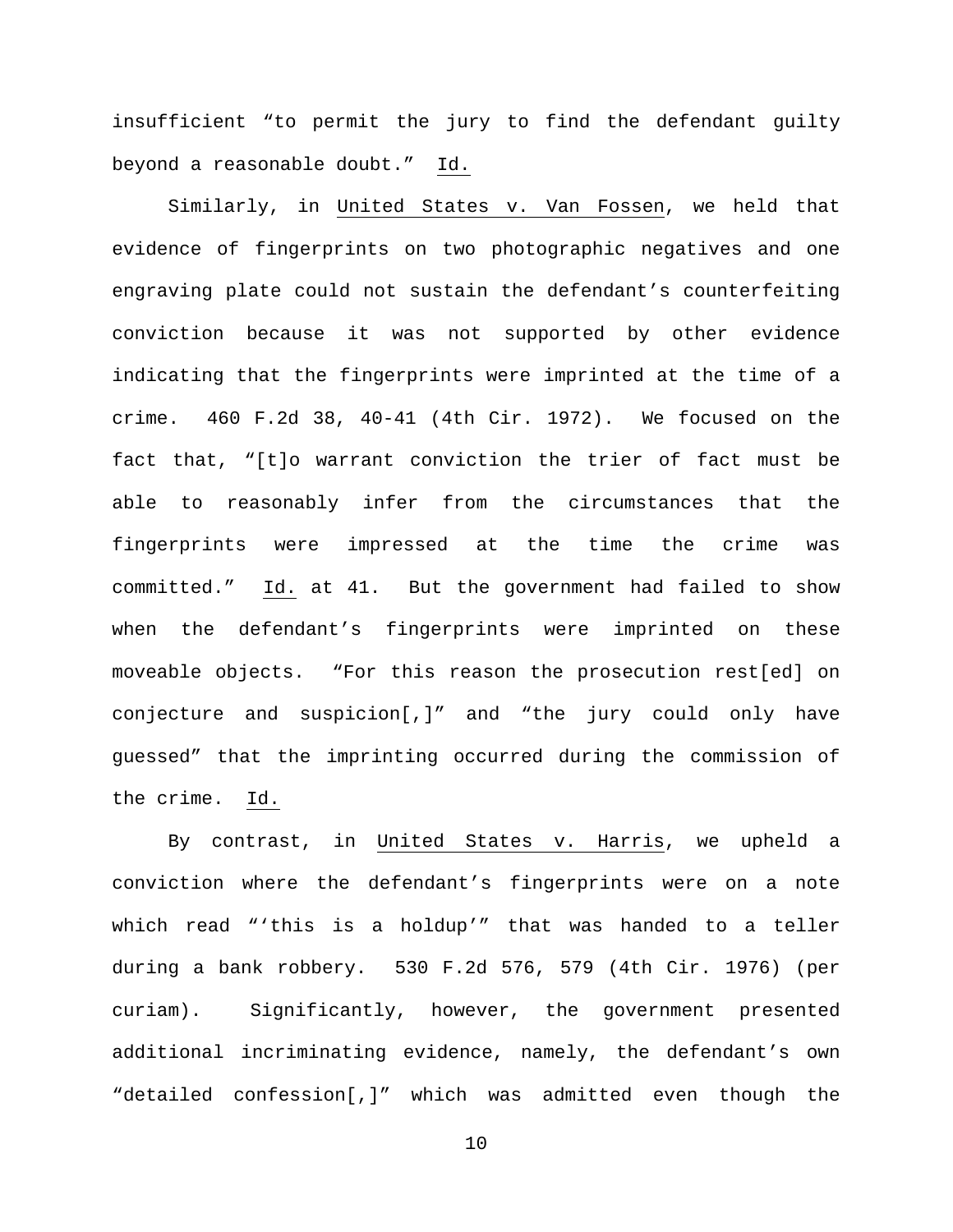insufficient "to permit the jury to find the defendant guilty beyond a reasonable doubt." Id.

Similarly, in United States v. Van Fossen, we held that evidence of fingerprints on two photographic negatives and one engraving plate could not sustain the defendant's counterfeiting conviction because it was not supported by other evidence indicating that the fingerprints were imprinted at the time of a crime. 460 F.2d 38, 40-41 (4th Cir. 1972). We focused on the fact that, "[t]o warrant conviction the trier of fact must be able to reasonably infer from the circumstances that the fingerprints were impressed at the time the crime was committed." Id. at 41. But the government had failed to show when the defendant's fingerprints were imprinted on these moveable objects. "For this reason the prosecution rest[ed] on conjecture and suspicion[,]" and "the jury could only have guessed" that the imprinting occurred during the commission of the crime. Id.

By contrast, in United States v. Harris, we upheld a conviction where the defendant's fingerprints were on a note which read "'this is a holdup'" that was handed to a teller during a bank robbery. 530 F.2d 576, 579 (4th Cir. 1976) (per curiam). Significantly, however, the government presented additional incriminating evidence, namely, the defendant's own "detailed confession[,]" which was admitted even though the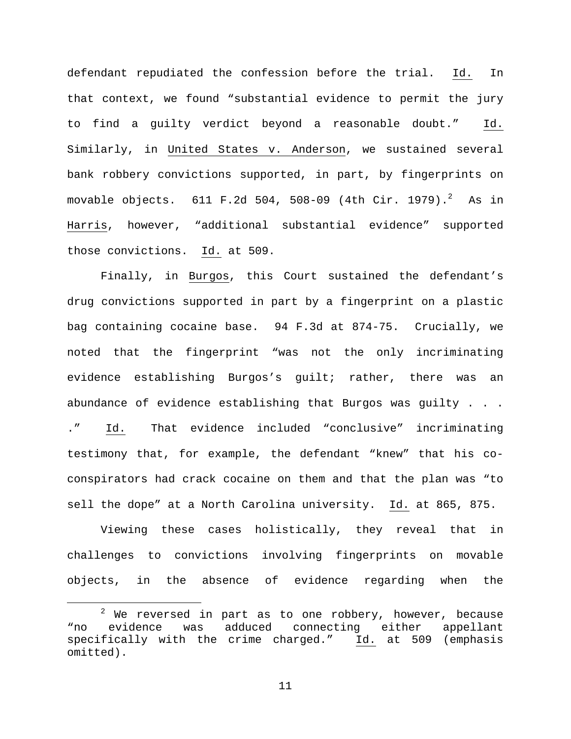defendant repudiated the confession before the trial. Id. In that context, we found "substantial evidence to permit the jury to find a guilty verdict beyond a reasonable doubt." Id. Similarly, in United States v. Anderson, we sustained several bank robbery convictions supported, in part, by fingerprints on movable objects. 611 F.2d 504, 508-09 (4th Cir. 1979).[2] As in Harris, however, "additional substantial evidence" supported those convictions. Id. at 509.

Finally, in Burgos, this Court sustained the defendant's drug convictions supported in part by a fingerprint on a plastic bag containing cocaine base. 94 F.3d at 874-75. Crucially, we noted that the fingerprint "was not the only incriminating evidence establishing Burgos's guilt; rather, there was an abundance of evidence establishing that Burgos was guilty . . . ." Id. That evidence included "conclusive" incriminating testimony that, for example, the defendant "knew" that his co-conspirators had crack cocaine on them and that the plan was "to sell the dope" at a North Carolina university. Id. at 865, 875.

Viewing these cases holistically, they reveal that in challenges to convictions involving fingerprints on movable objects, in the absence of evidence regarding when the

---

[2] We reversed in part as to one robbery, however, because "no evidence was adduced connecting either appellant specifically with the crime charged." Id. at 509 (emphasis omitted).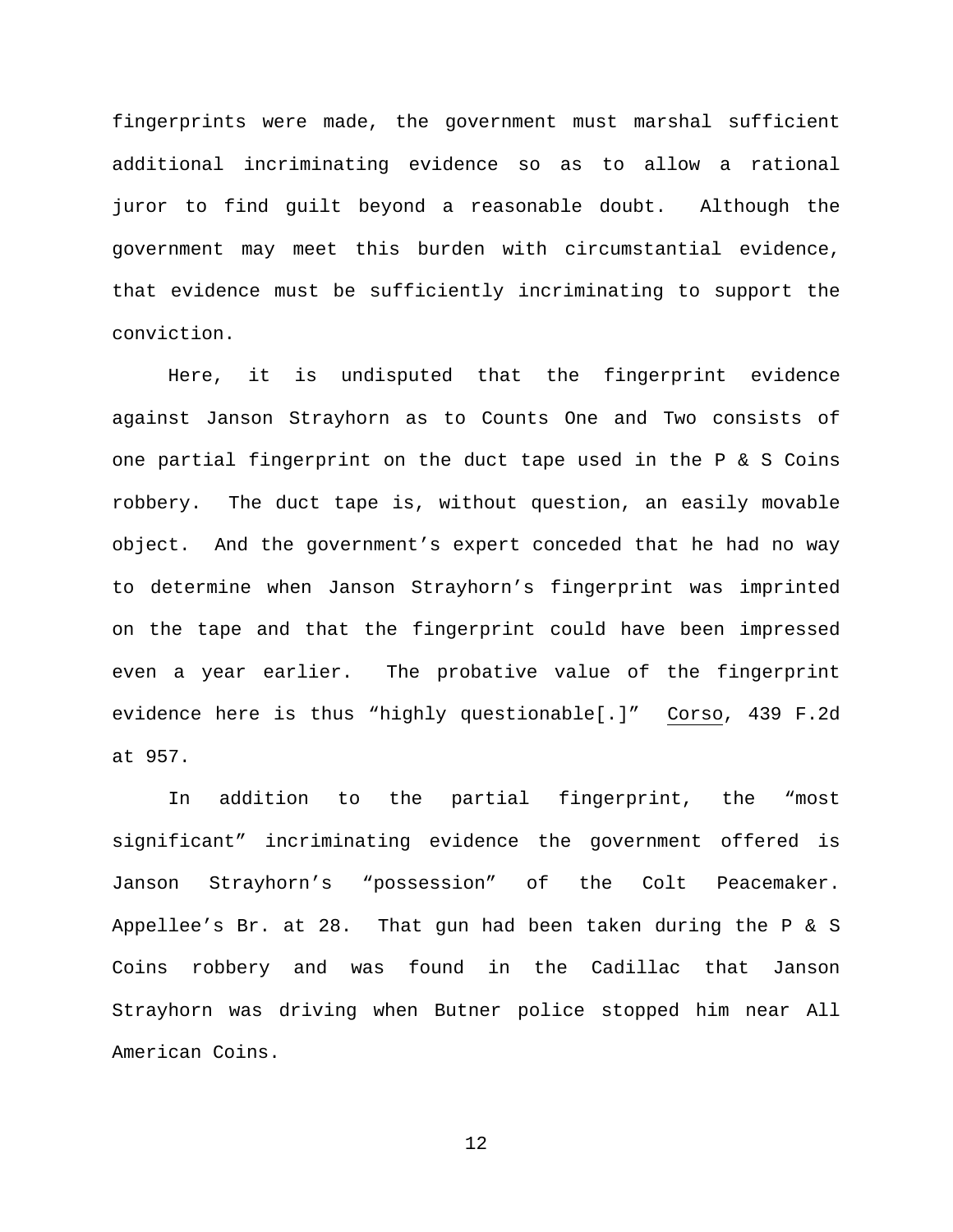fingerprints were made, the government must marshal sufficient additional incriminating evidence so as to allow a rational juror to find guilt beyond a reasonable doubt. Although the government may meet this burden with circumstantial evidence, that evidence must be sufficiently incriminating to support the conviction.

Here, it is undisputed that the fingerprint evidence against Janson Strayhorn as to Counts One and Two consists of one partial fingerprint on the duct tape used in the P & S Coins robbery. The duct tape is, without question, an easily movable object. And the government's expert conceded that he had no way to determine when Janson Strayhorn's fingerprint was imprinted on the tape and that the fingerprint could have been impressed even a year earlier. The probative value of the fingerprint evidence here is thus "highly questionable[.]" Corso, 439 F.2d at 957.

In addition to the partial fingerprint, the "most significant" incriminating evidence the government offered is Janson Strayhorn's "possession" of the Colt Peacemaker. Appellee's Br. at 28. That gun had been taken during the P & S Coins robbery and was found in the Cadillac that Janson Strayhorn was driving when Butner police stopped him near All American Coins.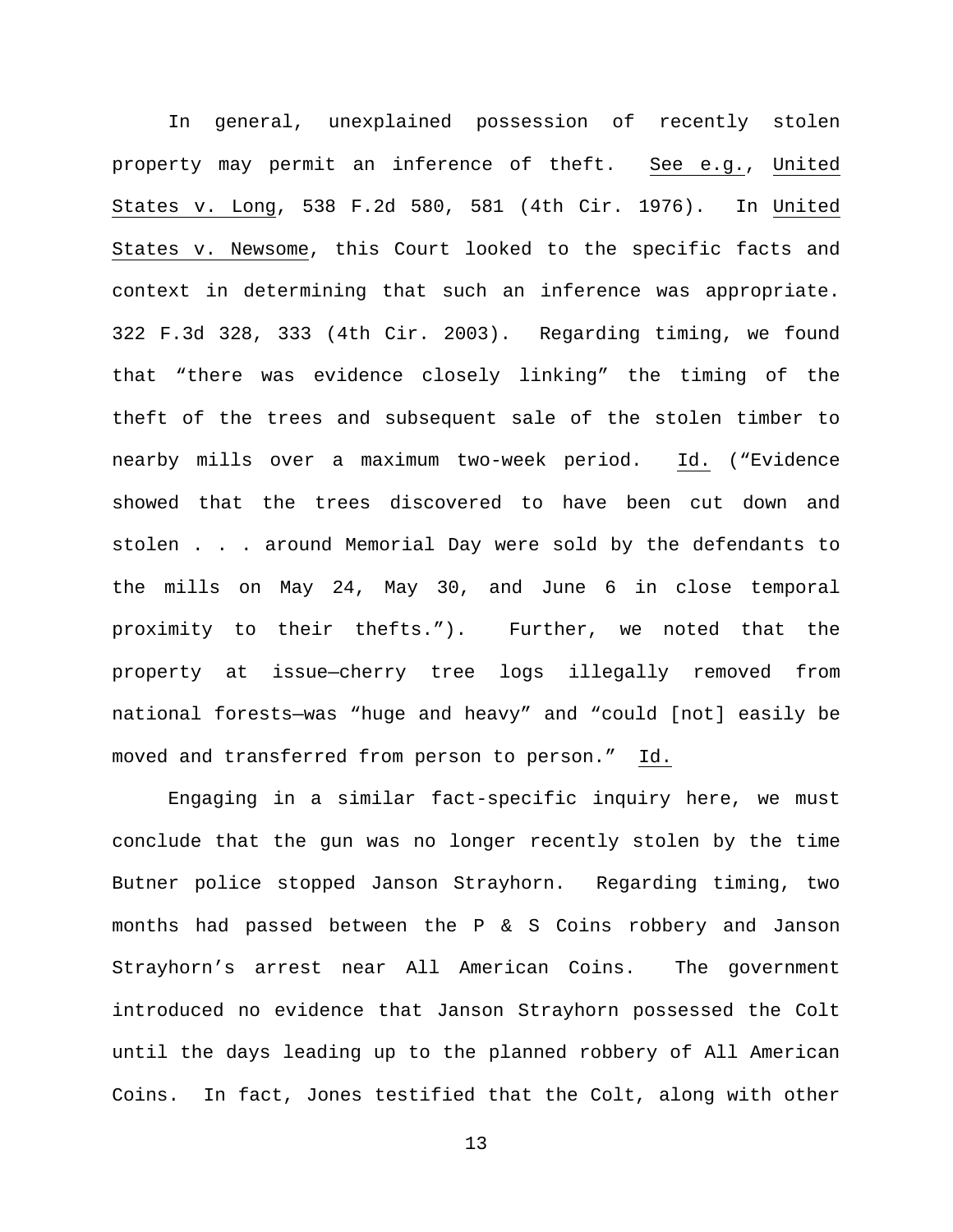In general, unexplained possession of recently stolen property may permit an inference of theft. See e.g., United States v. Long, 538 F.2d 580, 581 (4th Cir. 1976). In United States v. Newsome, this Court looked to the specific facts and context in determining that such an inference was appropriate. 322 F.3d 328, 333 (4th Cir. 2003). Regarding timing, we found that "there was evidence closely linking" the timing of the theft of the trees and subsequent sale of the stolen timber to nearby mills over a maximum two-week period. Id. ("Evidence showed that the trees discovered to have been cut down and stolen . . . around Memorial Day were sold by the defendants to the mills on May 24, May 30, and June 6 in close temporal proximity to their thefts."). Further, we noted that the property at issue—cherry tree logs illegally removed from national forests—was "huge and heavy" and "could [not] easily be moved and transferred from person to person." Id.

Engaging in a similar fact-specific inquiry here, we must conclude that the gun was no longer recently stolen by the time Butner police stopped Janson Strayhorn. Regarding timing, two months had passed between the P & S Coins robbery and Janson Strayhorn's arrest near All American Coins. The government introduced no evidence that Janson Strayhorn possessed the Colt until the days leading up to the planned robbery of All American Coins. In fact, Jones testified that the Colt, along with other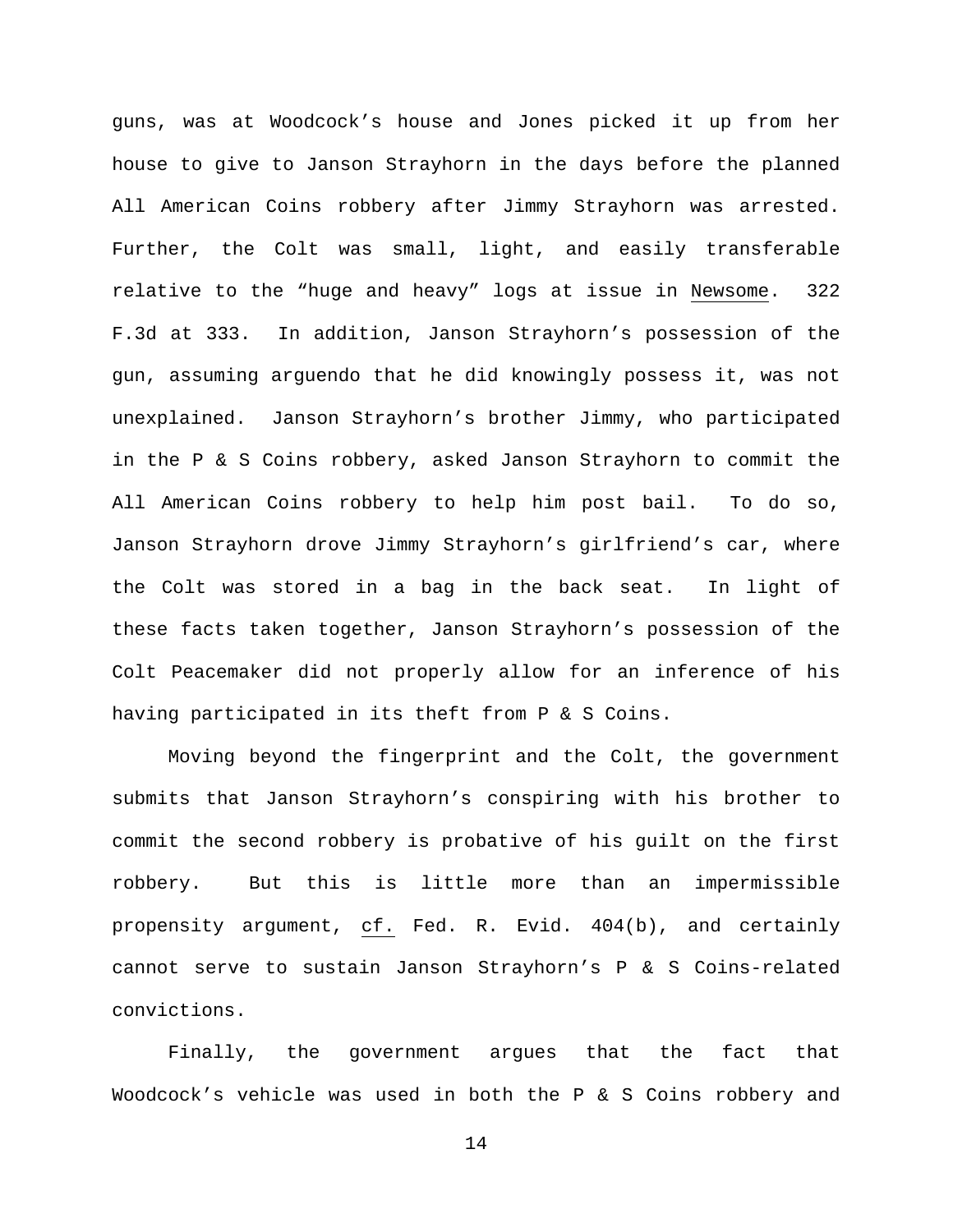guns, was at Woodcock's house and Jones picked it up from her house to give to Janson Strayhorn in the days before the planned All American Coins robbery after Jimmy Strayhorn was arrested. Further, the Colt was small, light, and easily transferable relative to the "huge and heavy" logs at issue in Newsome. 322 F.3d at 333. In addition, Janson Strayhorn's possession of the gun, assuming arguendo that he did knowingly possess it, was not unexplained. Janson Strayhorn's brother Jimmy, who participated in the P & S Coins robbery, asked Janson Strayhorn to commit the All American Coins robbery to help him post bail. To do so, Janson Strayhorn drove Jimmy Strayhorn's girlfriend's car, where the Colt was stored in a bag in the back seat. In light of these facts taken together, Janson Strayhorn's possession of the Colt Peacemaker did not properly allow for an inference of his having participated in its theft from P & S Coins.

Moving beyond the fingerprint and the Colt, the government submits that Janson Strayhorn's conspiring with his brother to commit the second robbery is probative of his guilt on the first robbery. But this is little more than an impermissible propensity argument, cf. Fed. R. Evid. 404(b), and certainly cannot serve to sustain Janson Strayhorn's P & S Coins-related convictions.

Finally, the government argues that the fact that Woodcock's vehicle was used in both the P & S Coins robbery and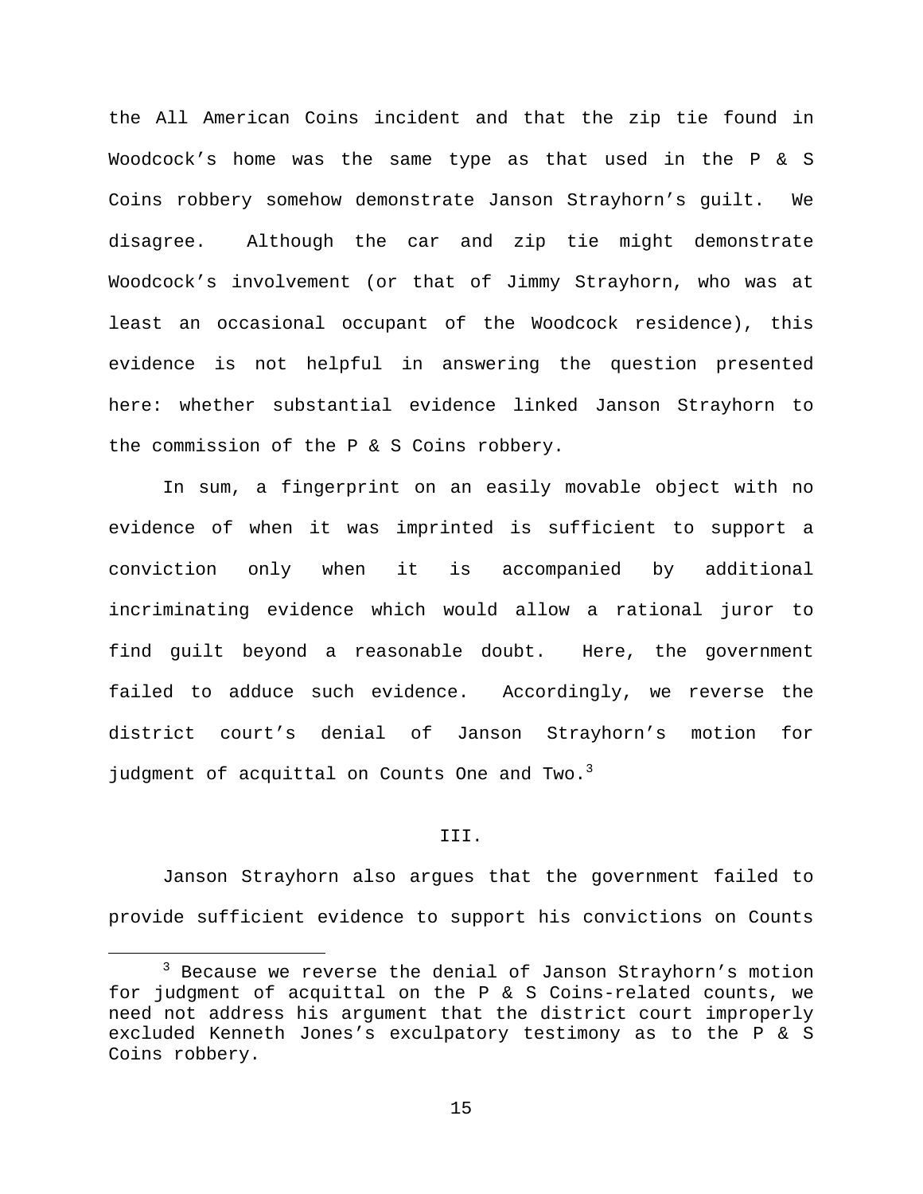the All American Coins incident and that the zip tie found in Woodcock's home was the same type as that used in the P & S Coins robbery somehow demonstrate Janson Strayhorn's guilt. We disagree. Although the car and zip tie might demonstrate Woodcock's involvement (or that of Jimmy Strayhorn, who was at least an occasional occupant of the Woodcock residence), this evidence is not helpful in answering the question presented here: whether substantial evidence linked Janson Strayhorn to the commission of the P & S Coins robbery.

In sum, a fingerprint on an easily movable object with no evidence of when it was imprinted is sufficient to support a conviction only when it is accompanied by additional incriminating evidence which would allow a rational juror to find guilt beyond a reasonable doubt. Here, the government failed to adduce such evidence. Accordingly, we reverse the district court's denial of Janson Strayhorn's motion for judgment of acquittal on Counts One and Two.[3]

## III.

Janson Strayhorn also argues that the government failed to provide sufficient evidence to support his convictions on Counts

---

[3] Because we reverse the denial of Janson Strayhorn's motion for judgment of acquittal on the P & S Coins-related counts, we need not address his argument that the district court improperly excluded Kenneth Jones's exculpatory testimony as to the P & S Coins robbery.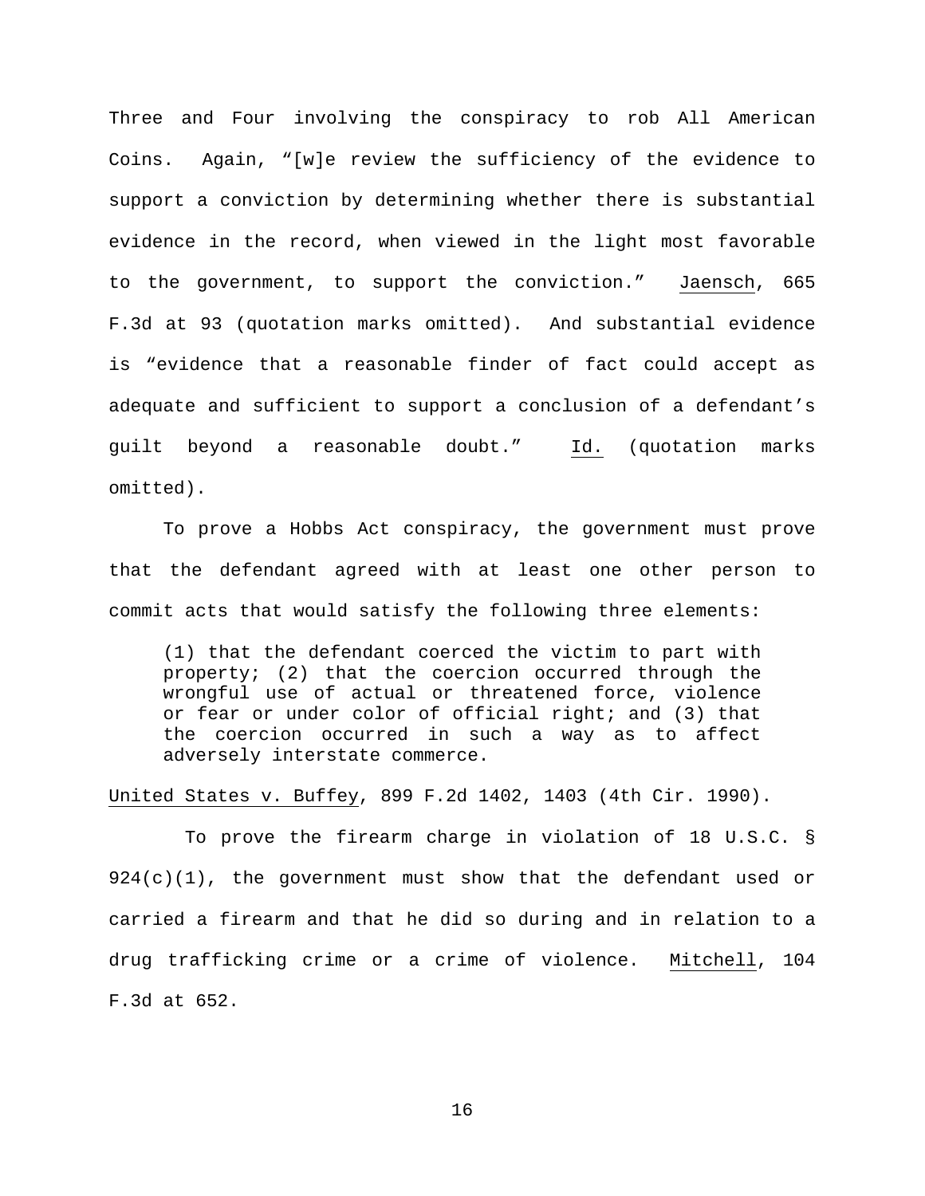Three and Four involving the conspiracy to rob All American Coins. Again, "[w]e review the sufficiency of the evidence to support a conviction by determining whether there is substantial evidence in the record, when viewed in the light most favorable to the government, to support the conviction." Jaensch, 665 F.3d at 93 (quotation marks omitted). And substantial evidence is "evidence that a reasonable finder of fact could accept as adequate and sufficient to support a conclusion of a defendant's guilt beyond a reasonable doubt." Id. (quotation marks omitted).

To prove a Hobbs Act conspiracy, the government must prove that the defendant agreed with at least one other person to commit acts that would satisfy the following three elements:

> (1) that the defendant coerced the victim to part with property; (2) that the coercion occurred through the wrongful use of actual or threatened force, violence or fear or under color of official right; and (3) that the coercion occurred in such a way as to affect adversely interstate commerce.

United States v. Buffey, 899 F.2d 1402, 1403 (4th Cir. 1990).

To prove the firearm charge in violation of 18 U.S.C. § 924(c)(1), the government must show that the defendant used or carried a firearm and that he did so during and in relation to a drug trafficking crime or a crime of violence. Mitchell, 104 F.3d at 652.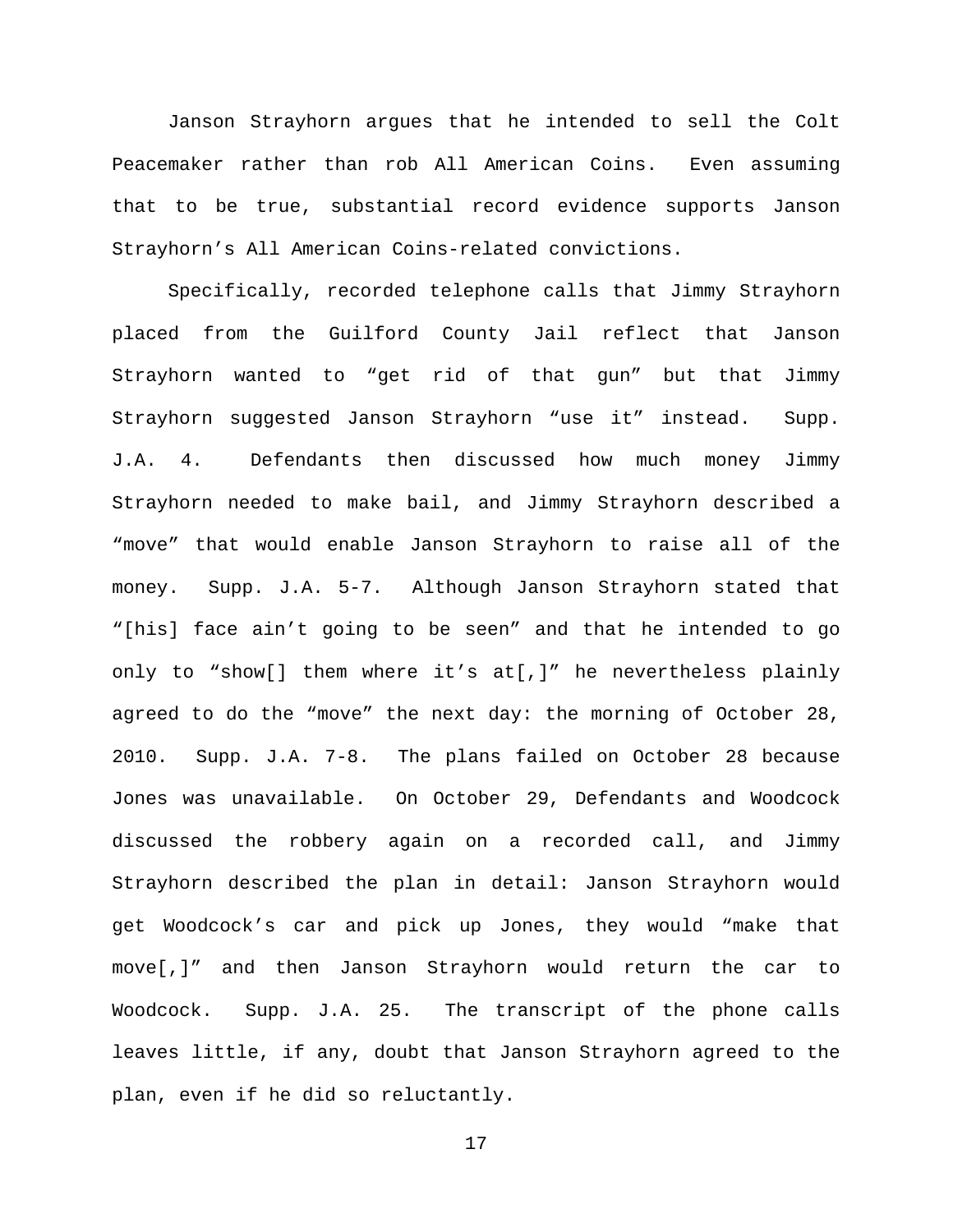Janson Strayhorn argues that he intended to sell the Colt Peacemaker rather than rob All American Coins. Even assuming that to be true, substantial record evidence supports Janson Strayhorn's All American Coins-related convictions.

Specifically, recorded telephone calls that Jimmy Strayhorn placed from the Guilford County Jail reflect that Janson Strayhorn wanted to "get rid of that gun" but that Jimmy Strayhorn suggested Janson Strayhorn "use it" instead. Supp. J.A. 4. Defendants then discussed how much money Jimmy Strayhorn needed to make bail, and Jimmy Strayhorn described a "move" that would enable Janson Strayhorn to raise all of the money. Supp. J.A. 5-7. Although Janson Strayhorn stated that "[his] face ain't going to be seen" and that he intended to go only to "show[] them where it's at[,]" he nevertheless plainly agreed to do the "move" the next day: the morning of October 28, 2010. Supp. J.A. 7-8. The plans failed on October 28 because Jones was unavailable. On October 29, Defendants and Woodcock discussed the robbery again on a recorded call, and Jimmy Strayhorn described the plan in detail: Janson Strayhorn would get Woodcock's car and pick up Jones, they would "make that move[,]" and then Janson Strayhorn would return the car to Woodcock. Supp. J.A. 25. The transcript of the phone calls leaves little, if any, doubt that Janson Strayhorn agreed to the plan, even if he did so reluctantly.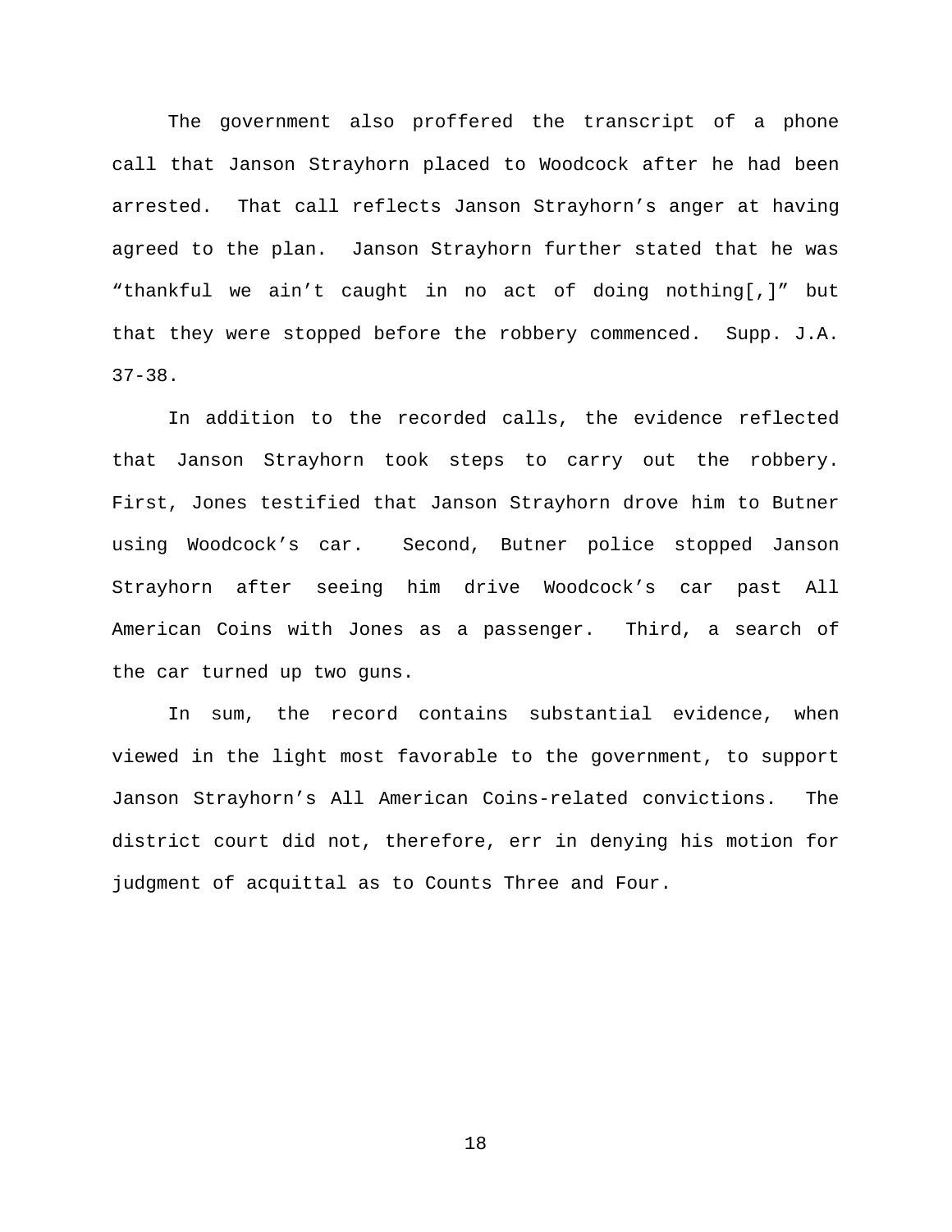The government also proffered the transcript of a phone call that Janson Strayhorn placed to Woodcock after he had been arrested. That call reflects Janson Strayhorn's anger at having agreed to the plan. Janson Strayhorn further stated that he was "thankful we ain't caught in no act of doing nothing[,]" but that they were stopped before the robbery commenced. Supp. J.A. 37-38.

In addition to the recorded calls, the evidence reflected that Janson Strayhorn took steps to carry out the robbery. First, Jones testified that Janson Strayhorn drove him to Butner using Woodcock's car. Second, Butner police stopped Janson Strayhorn after seeing him drive Woodcock's car past All American Coins with Jones as a passenger. Third, a search of the car turned up two guns.

In sum, the record contains substantial evidence, when viewed in the light most favorable to the government, to support Janson Strayhorn's All American Coins-related convictions. The district court did not, therefore, err in denying his motion for judgment of acquittal as to Counts Three and Four.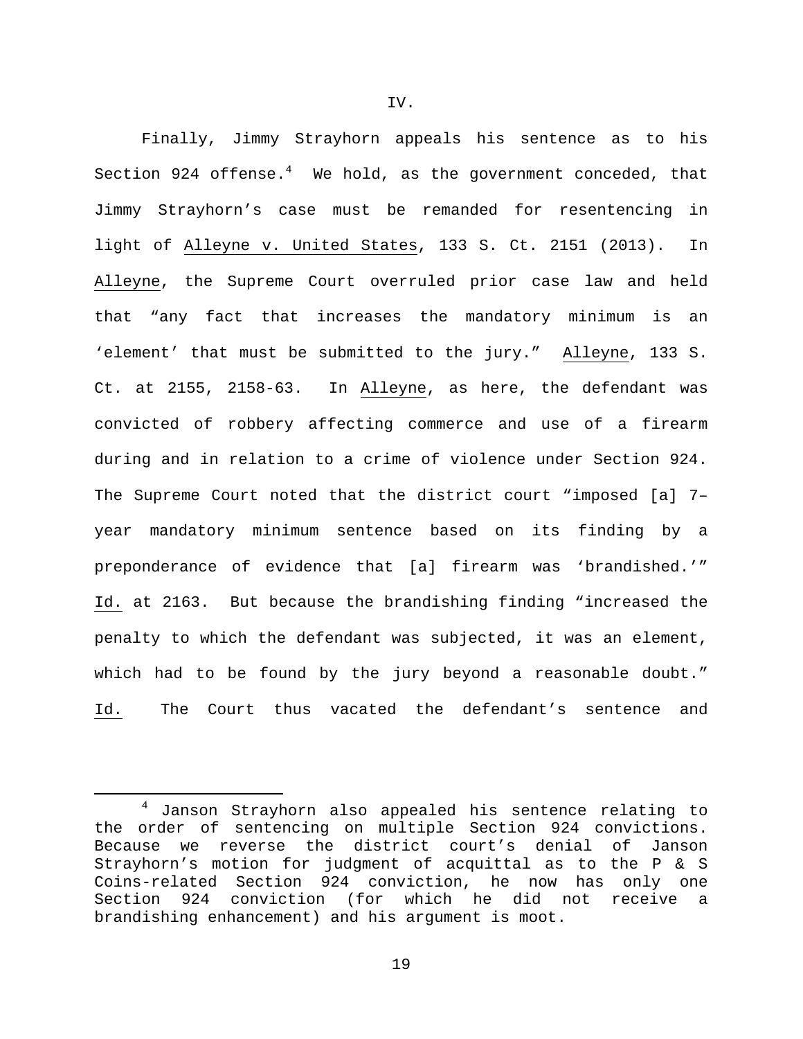## IV.

Finally, Jimmy Strayhorn appeals his sentence as to his Section 924 offense.[4] We hold, as the government conceded, that Jimmy Strayhorn's case must be remanded for resentencing in light of Alleyne v. United States, 133 S. Ct. 2151 (2013). In Alleyne, the Supreme Court overruled prior case law and held that "any fact that increases the mandatory minimum is an 'element' that must be submitted to the jury." Alleyne, 133 S. Ct. at 2155, 2158-63. In Alleyne, as here, the defendant was convicted of robbery affecting commerce and use of a firearm during and in relation to a crime of violence under Section 924. The Supreme Court noted that the district court "imposed [a] 7–year mandatory minimum sentence based on its finding by a preponderance of evidence that [a] firearm was 'brandished.'" Id. at 2163. But because the brandishing finding "increased the penalty to which the defendant was subjected, it was an element, which had to be found by the jury beyond a reasonable doubt." Id. The Court thus vacated the defendant's sentence and

[4] Janson Strayhorn also appealed his sentence relating to the order of sentencing on multiple Section 924 convictions. Because we reverse the district court's denial of Janson Strayhorn's motion for judgment of acquittal as to the P & S Coins-related Section 924 conviction, he now has only one Section 924 conviction (for which he did not receive a brandishing enhancement) and his argument is moot.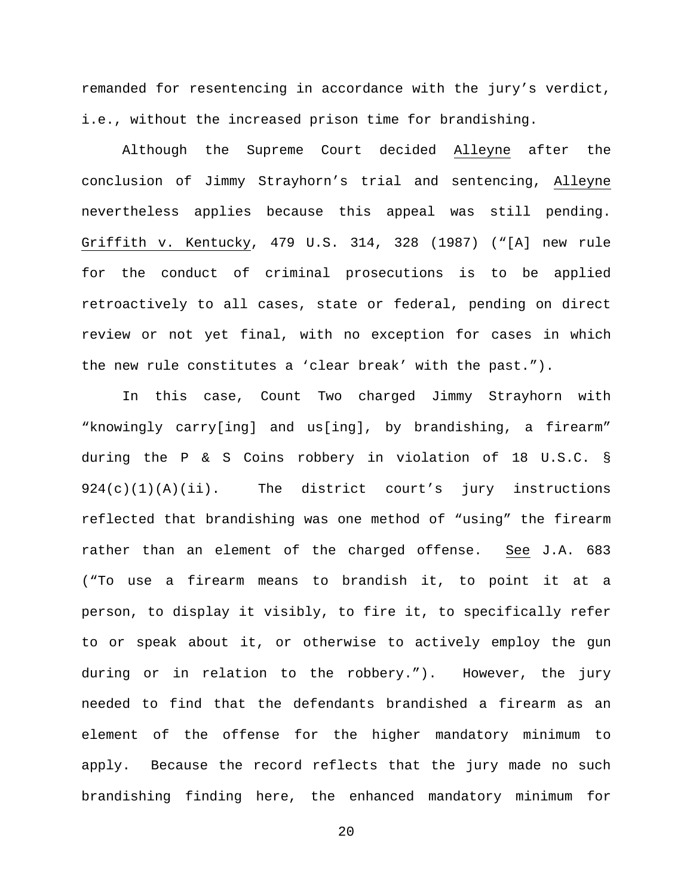remanded for resentencing in accordance with the jury's verdict, i.e., without the increased prison time for brandishing.

Although the Supreme Court decided Alleyne after the conclusion of Jimmy Strayhorn's trial and sentencing, Alleyne nevertheless applies because this appeal was still pending. Griffith v. Kentucky, 479 U.S. 314, 328 (1987) ("[A] new rule for the conduct of criminal prosecutions is to be applied retroactively to all cases, state or federal, pending on direct review or not yet final, with no exception for cases in which the new rule constitutes a 'clear break' with the past.").

In this case, Count Two charged Jimmy Strayhorn with "knowingly carry[ing] and us[ing], by brandishing, a firearm" during the P & S Coins robbery in violation of 18 U.S.C. § 924(c)(1)(A)(ii). The district court's jury instructions reflected that brandishing was one method of "using" the firearm rather than an element of the charged offense. See J.A. 683 ("To use a firearm means to brandish it, to point it at a person, to display it visibly, to fire it, to specifically refer to or speak about it, or otherwise to actively employ the gun during or in relation to the robbery."). However, the jury needed to find that the defendants brandished a firearm as an element of the offense for the higher mandatory minimum to apply. Because the record reflects that the jury made no such brandishing finding here, the enhanced mandatory minimum for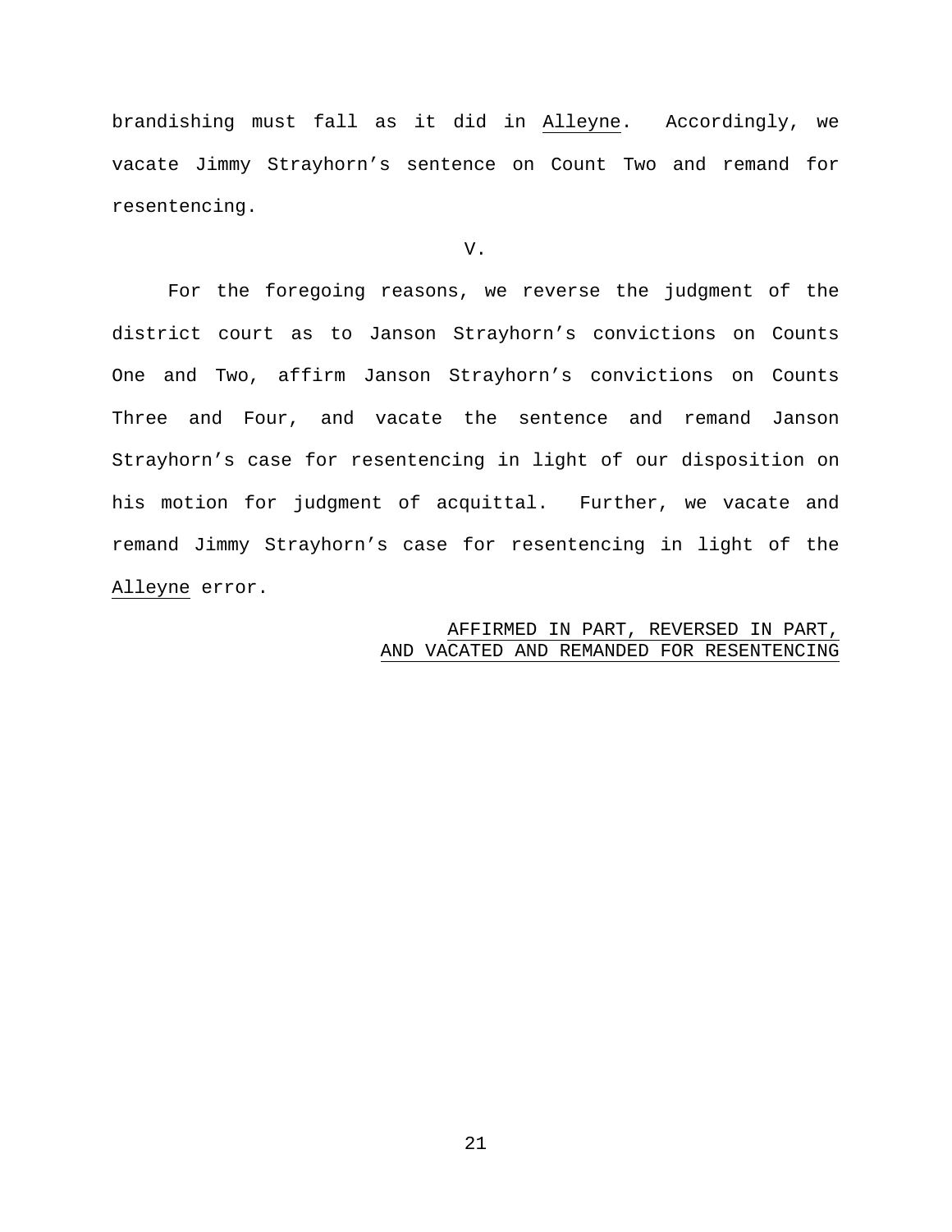brandishing must fall as it did in _Alleyne_. Accordingly, we vacate Jimmy Strayhorn's sentence on Count Two and remand for resentencing.

## V.

For the foregoing reasons, we reverse the judgment of the district court as to Janson Strayhorn's convictions on Counts One and Two, affirm Janson Strayhorn's convictions on Counts Three and Four, and vacate the sentence and remand Janson Strayhorn's case for resentencing in light of our disposition on his motion for judgment of acquittal. Further, we vacate and remand Jimmy Strayhorn's case for resentencing in light of the _Alleyne_ error.

AFFIRMED IN PART, REVERSED IN PART, AND VACATED AND REMANDED FOR RESENTENCING